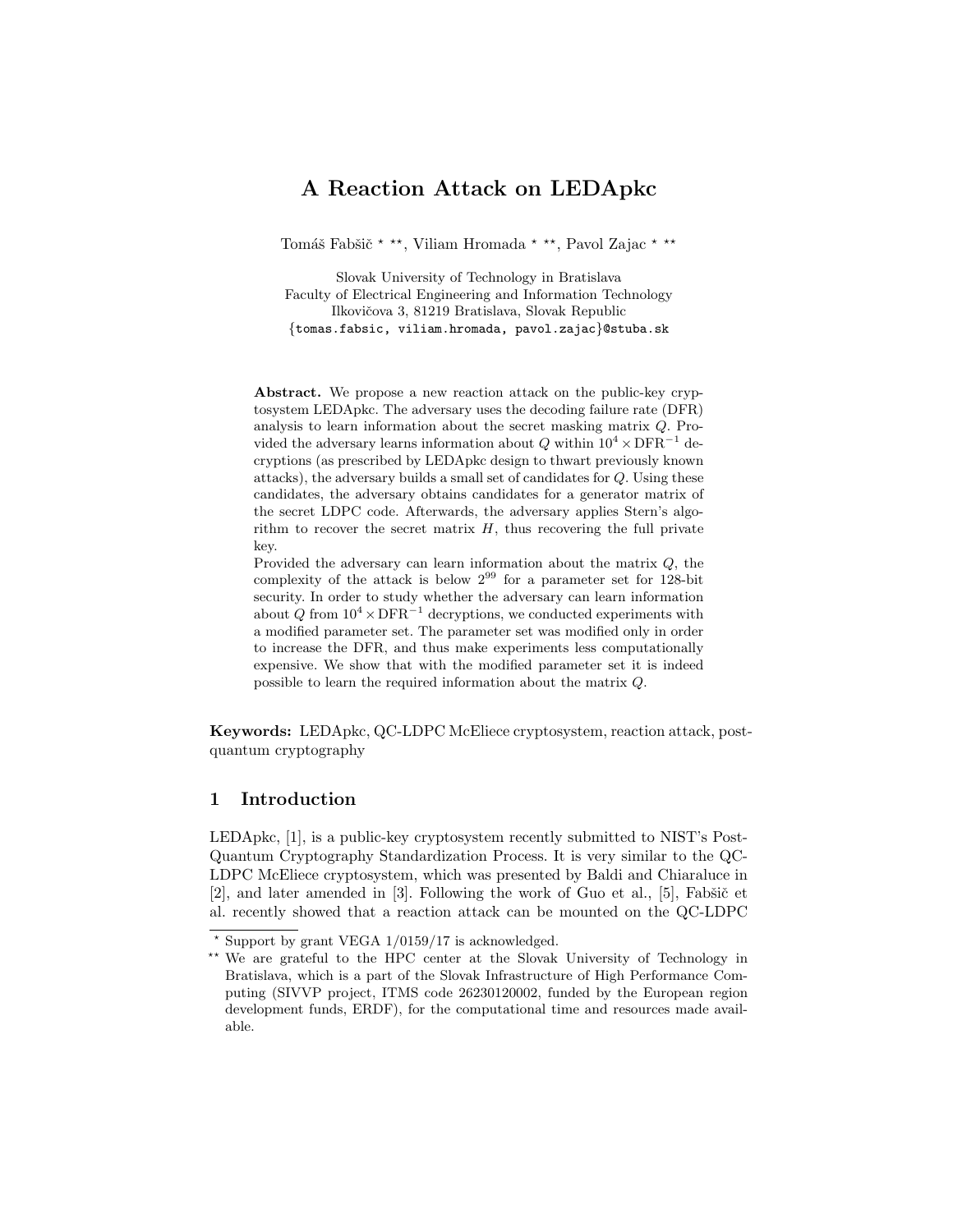# A Reaction Attack on LEDApkc

Tomáš Fabšič [⋆] [⋆⋆], Viliam Hromada [⋆] [⋆⋆], Pavol Zajac [⋆] [⋆⋆]

Slovak University of Technology in Bratislava
Faculty of Electrical Engineering and Information Technology
Ilkovičova 3, 81219 Bratislava, Slovak Republic
{tomas.fabsic, viliam.hromada, pavol.zajac}@stuba.sk

**Abstract.** We propose a new reaction attack on the public-key cryptosystem LEDApkc. The adversary uses the decoding failure rate (DFR) analysis to learn information about the secret masking matrix $Q$. Provided the adversary learns information about $Q$ within $10^4 \times \mathrm{DFR}^{-1}$ decryptions (as prescribed by LEDApkc design to thwart previously known attacks), the adversary builds a small set of candidates for $Q$. Using these candidates, the adversary obtains candidates for a generator matrix of the secret LDPC code. Afterwards, the adversary applies Stern's algorithm to recover the secret matrix $H$, thus recovering the full private key.

Provided the adversary can learn information about the matrix $Q$, the complexity of the attack is below $2^{99}$ for a parameter set for 128-bit security. In order to study whether the adversary can learn information about $Q$ from $10^4 \times \mathrm{DFR}^{-1}$ decryptions, we conducted experiments with a modified parameter set. The parameter set was modified only in order to increase the DFR, and thus make experiments less computationally expensive. We show that with the modified parameter set it is indeed possible to learn the required information about the matrix $Q$.

**Keywords:** LEDApkc, QC-LDPC McEliece cryptosystem, reaction attack, post-quantum cryptography

## 1 Introduction

LEDApkc, [1], is a public-key cryptosystem recently submitted to NIST's Post-Quantum Cryptography Standardization Process. It is very similar to the QC-LDPC McEliece cryptosystem, which was presented by Baldi and Chiaraluce in [2], and later amended in [3]. Following the work of Guo et al., [5], Fabšič et al. recently showed that a reaction attack can be mounted on the QC-LDPC

---

[⋆] Support by grant VEGA 1/0159/17 is acknowledged.

[⋆⋆] We are grateful to the HPC center at the Slovak University of Technology in Bratislava, which is a part of the Slovak Infrastructure of High Performance Computing (SIVVP project, ITMS code 26230120002, funded by the European region development funds, ERDF), for the computational time and resources made available.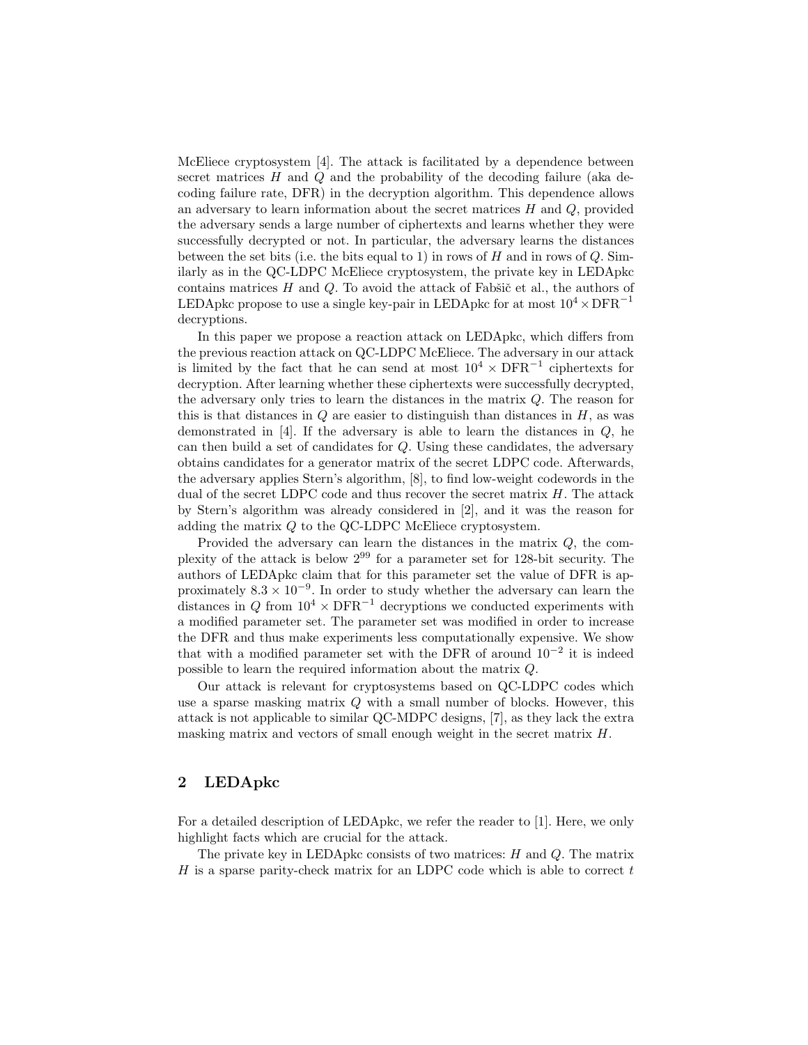McEliece cryptosystem [4]. The attack is facilitated by a dependence between secret matrices $H$ and $Q$ and the probability of the decoding failure (aka decoding failure rate, DFR) in the decryption algorithm. This dependence allows an adversary to learn information about the secret matrices $H$ and $Q$, provided the adversary sends a large number of ciphertexts and learns whether they were successfully decrypted or not. In particular, the adversary learns the distances between the set bits (i.e. the bits equal to 1) in rows of $H$ and in rows of $Q$. Similarly as in the QC-LDPC McEliece cryptosystem, the private key in LEDApkc contains matrices $H$ and $Q$. To avoid the attack of Fabšič et al., the authors of LEDApkc propose to use a single key-pair in LEDApkc for at most $10^4 \times \mathrm{DFR}^{-1}$ decryptions.

In this paper we propose a reaction attack on LEDApkc, which differs from the previous reaction attack on QC-LDPC McEliece. The adversary in our attack is limited by the fact that he can send at most $10^4 \times \mathrm{DFR}^{-1}$ ciphertexts for decryption. After learning whether these ciphertexts were successfully decrypted, the adversary only tries to learn the distances in the matrix $Q$. The reason for this is that distances in $Q$ are easier to distinguish than distances in $H$, as was demonstrated in [4]. If the adversary is able to learn the distances in $Q$, he can then build a set of candidates for $Q$. Using these candidates, the adversary obtains candidates for a generator matrix of the secret LDPC code. Afterwards, the adversary applies Stern's algorithm, [8], to find low-weight codewords in the dual of the secret LDPC code and thus recover the secret matrix $H$. The attack by Stern's algorithm was already considered in [2], and it was the reason for adding the matrix $Q$ to the QC-LDPC McEliece cryptosystem.

Provided the adversary can learn the distances in the matrix $Q$, the complexity of the attack is below $2^{99}$ for a parameter set for 128-bit security. The authors of LEDApkc claim that for this parameter set the value of DFR is approximately $8.3 \times 10^{-9}$. In order to study whether the adversary can learn the distances in $Q$ from $10^4 \times \mathrm{DFR}^{-1}$ decryptions we conducted experiments with a modified parameter set. The parameter set was modified in order to increase the DFR and thus make experiments less computationally expensive. We show that with a modified parameter set with the DFR of around $10^{-2}$ it is indeed possible to learn the required information about the matrix $Q$.

Our attack is relevant for cryptosystems based on QC-LDPC codes which use a sparse masking matrix $Q$ with a small number of blocks. However, this attack is not applicable to similar QC-MDPC designs, [7], as they lack the extra masking matrix and vectors of small enough weight in the secret matrix $H$.

## 2 LEDApkc

For a detailed description of LEDApkc, we refer the reader to [1]. Here, we only highlight facts which are crucial for the attack.

The private key in LEDApkc consists of two matrices: $H$ and $Q$. The matrix $H$ is a sparse parity-check matrix for an LDPC code which is able to correct $t$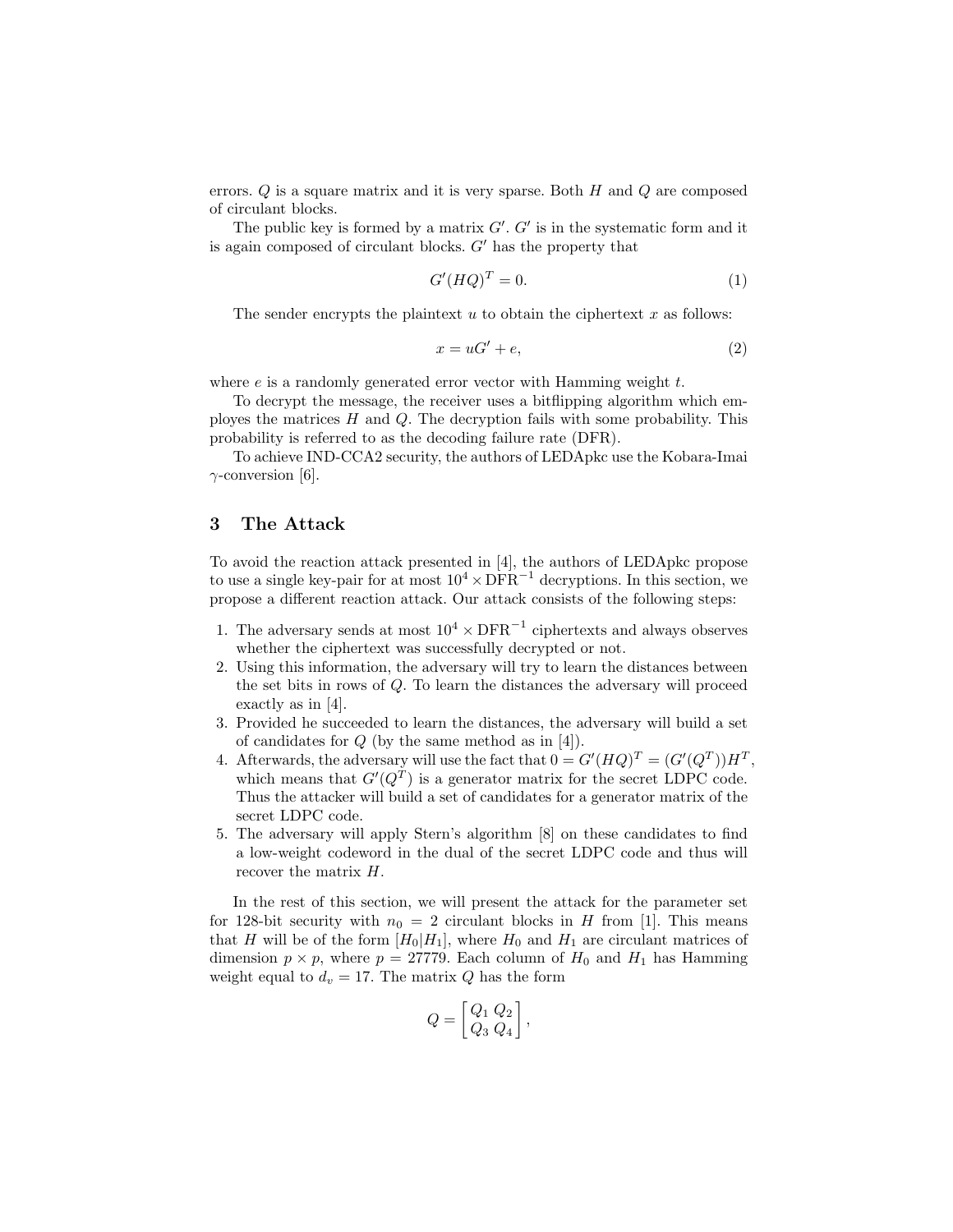errors. $Q$ is a square matrix and it is very sparse. Both $H$ and $Q$ are composed of circulant blocks.

The public key is formed by a matrix $G'$. $G'$ is in the systematic form and it is again composed of circulant blocks. $G'$ has the property that

$$G'(HQ)^T = 0. \tag{1}$$

The sender encrypts the plaintext $u$ to obtain the ciphertext $x$ as follows:

$$x = uG' + e, \tag{2}$$

where $e$ is a randomly generated error vector with Hamming weight $t$.

To decrypt the message, the receiver uses a bitflipping algorithm which employes the matrices $H$ and $Q$. The decryption fails with some probability. This probability is referred to as the decoding failure rate (DFR).

To achieve IND-CCA2 security, the authors of LEDApkc use the Kobara-Imai $\gamma$-conversion [6].

## 3 The Attack

To avoid the reaction attack presented in [4], the authors of LEDApkc propose to use a single key-pair for at most $10^4 \times \text{DFR}^{-1}$ decryptions. In this section, we propose a different reaction attack. Our attack consists of the following steps:

1. The adversary sends at most $10^4 \times \text{DFR}^{-1}$ ciphertexts and always observes whether the ciphertext was successfully decrypted or not.
2. Using this information, the adversary will try to learn the distances between the set bits in rows of $Q$. To learn the distances the adversary will proceed exactly as in [4].
3. Provided he succeeded to learn the distances, the adversary will build a set of candidates for $Q$ (by the same method as in [4]).
4. Afterwards, the adversary will use the fact that $0 = G'(HQ)^T = (G'(Q^T))H^T$, which means that $G'(Q^T)$ is a generator matrix for the secret LDPC code. Thus the attacker will build a set of candidates for a generator matrix of the secret LDPC code.
5. The adversary will apply Stern's algorithm [8] on these candidates to find a low-weight codeword in the dual of the secret LDPC code and thus will recover the matrix $H$.

In the rest of this section, we will present the attack for the parameter set for 128-bit security with $n_0 = 2$ circulant blocks in $H$ from [1]. This means that $H$ will be of the form $[H_0|H_1]$, where $H_0$ and $H_1$ are circulant matrices of dimension $p \times p$, where $p = 27779$. Each column of $H_0$ and $H_1$ has Hamming weight equal to $d_v = 17$. The matrix $Q$ has the form

$$Q = \begin{bmatrix} Q_1 & Q_2 \\ Q_3 & Q_4 \end{bmatrix},$$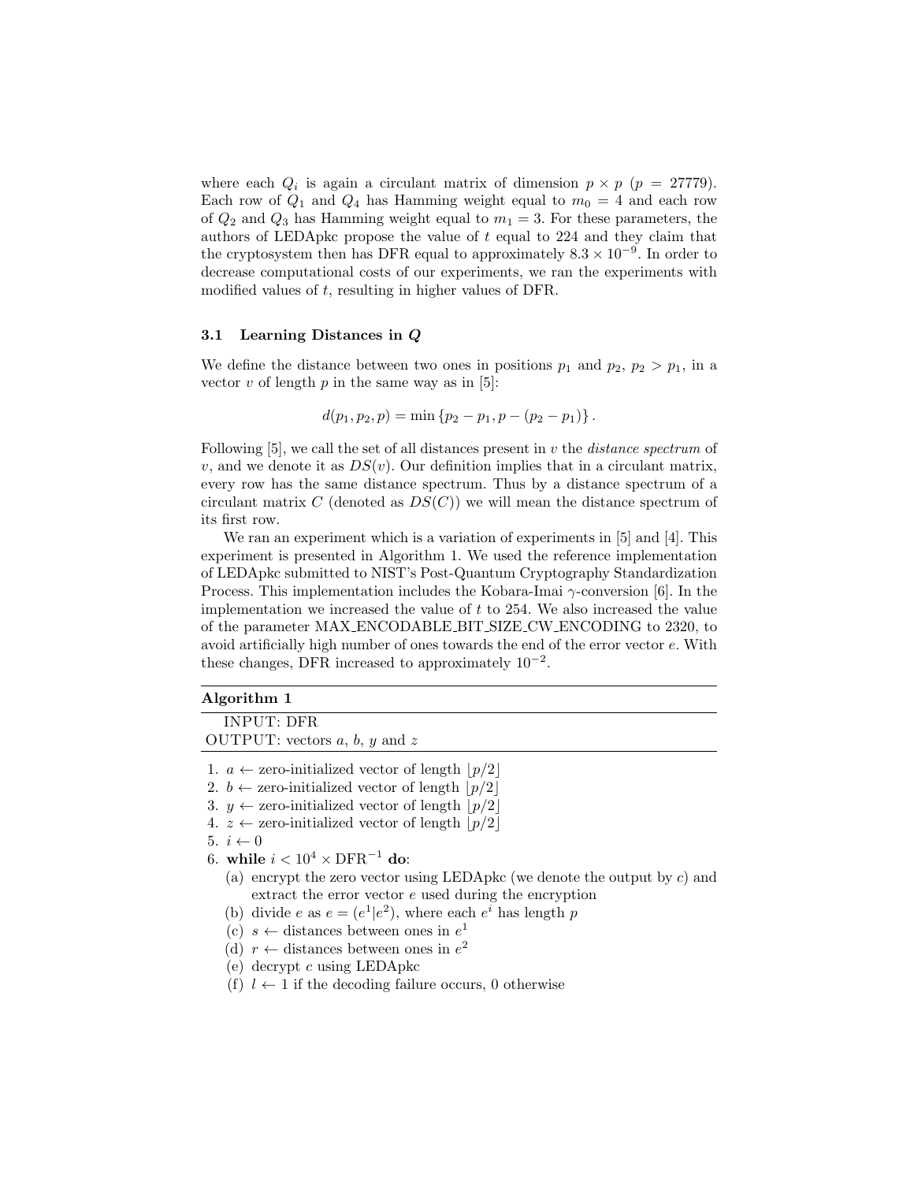where each $Q_i$ is again a circulant matrix of dimension $p \times p$ ($p = 27779$). Each row of $Q_1$ and $Q_4$ has Hamming weight equal to $m_0 = 4$ and each row of $Q_2$ and $Q_3$ has Hamming weight equal to $m_1 = 3$. For these parameters, the authors of LEDApkc propose the value of $t$ equal to 224 and they claim that the cryptosystem then has DFR equal to approximately $8.3 \times 10^{-9}$. In order to decrease computational costs of our experiments, we ran the experiments with modified values of $t$, resulting in higher values of DFR.

### 3.1 Learning Distances in $Q$

We define the distance between two ones in positions $p_1$ and $p_2$, $p_2 > p_1$, in a vector $v$ of length $p$ in the same way as in [5]:

$$d(p_1, p_2, p) = \min\{p_2 - p_1, p - (p_2 - p_1)\}.$$

Following [5], we call the set of all distances present in $v$ the *distance spectrum* of $v$, and we denote it as $DS(v)$. Our definition implies that in a circulant matrix, every row has the same distance spectrum. Thus by a distance spectrum of a circulant matrix $C$ (denoted as $DS(C)$) we will mean the distance spectrum of its first row.

We ran an experiment which is a variation of experiments in [5] and [4]. This experiment is presented in Algorithm 1. We used the reference implementation of LEDApkc submitted to NIST's Post-Quantum Cryptography Standardization Process. This implementation includes the Kobara-Imai $\gamma$-conversion [6]. In the implementation we increased the value of $t$ to 254. We also increased the value of the parameter MAX_ENCODABLE_BIT_SIZE_CW_ENCODING to 2320, to avoid artificially high number of ones towards the end of the error vector $e$. With these changes, DFR increased to approximately $10^{-2}$.

**Algorithm 1**

INPUT: DFR
OUTPUT: vectors $a$, $b$, $y$ and $z$

1. $a \leftarrow$ zero-initialized vector of length $\lfloor p/2 \rfloor$
2. $b \leftarrow$ zero-initialized vector of length $\lfloor p/2 \rfloor$
3. $y \leftarrow$ zero-initialized vector of length $\lfloor p/2 \rfloor$
4. $z \leftarrow$ zero-initialized vector of length $\lfloor p/2 \rfloor$
5. $i \leftarrow 0$
6. **while** $i < 10^4 \times \text{DFR}^{-1}$ **do**:
   (a) encrypt the zero vector using LEDApkc (we denote the output by $c$) and extract the error vector $e$ used during the encryption
   (b) divide $e$ as $e = (e^1|e^2)$, where each $e^i$ has length $p$
   (c) $s \leftarrow$ distances between ones in $e^1$
   (d) $r \leftarrow$ distances between ones in $e^2$
   (e) decrypt $c$ using LEDApkc
   (f) $l \leftarrow 1$ if the decoding failure occurs, 0 otherwise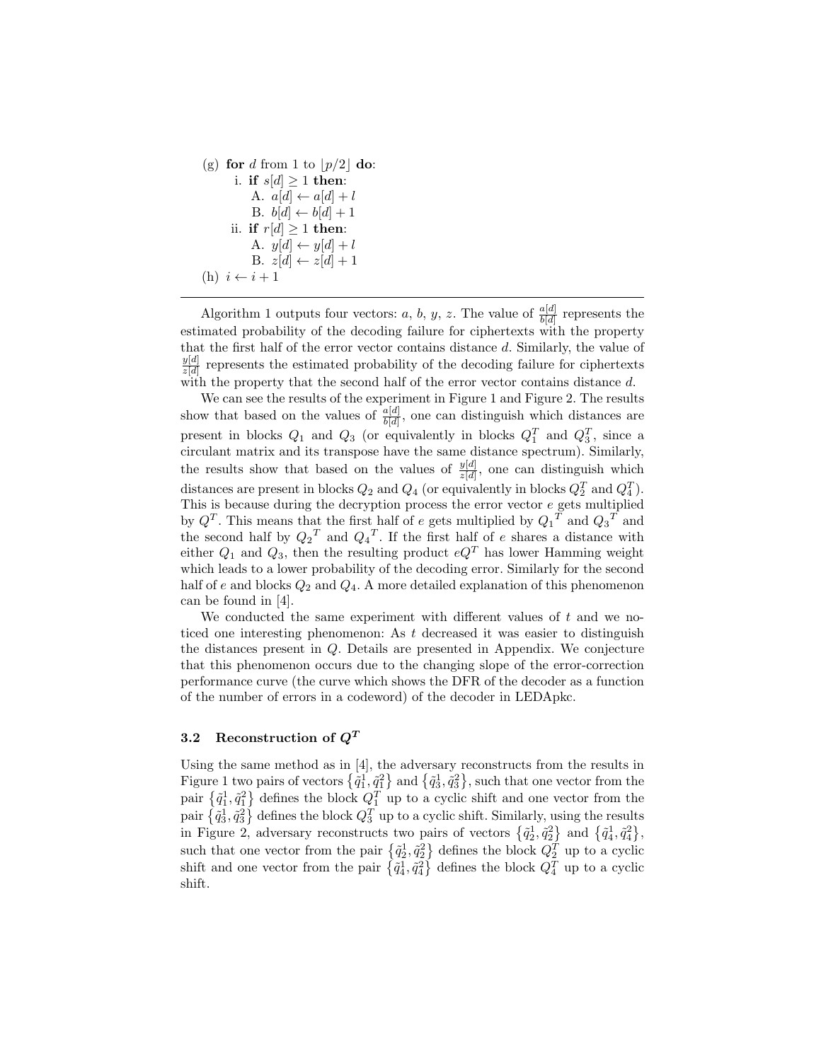(g) **for** $d$ from 1 to $\lfloor p/2 \rfloor$ **do**:
   i. **if** $s[d] \geq 1$ **then**:
      A. $a[d] \leftarrow a[d] + l$
      B. $b[d] \leftarrow b[d] + 1$
   ii. **if** $r[d] \geq 1$ **then**:
      A. $y[d] \leftarrow y[d] + l$
      B. $z[d] \leftarrow z[d] + 1$

(h) $i \leftarrow i + 1$

---

Algorithm 1 outputs four vectors: $a$, $b$, $y$, $z$. The value of $\frac{a[d]}{b[d]}$ represents the estimated probability of the decoding failure for ciphertexts with the property that the first half of the error vector contains distance $d$. Similarly, the value of $\frac{y[d]}{z[d]}$ represents the estimated probability of the decoding failure for ciphertexts with the property that the second half of the error vector contains distance $d$.

We can see the results of the experiment in Figure 1 and Figure 2. The results show that based on the values of $\frac{a[d]}{b[d]}$, one can distinguish which distances are present in blocks $Q_1$ and $Q_3$ (or equivalently in blocks $Q_1^T$ and $Q_3^T$, since a circulant matrix and its transpose have the same distance spectrum). Similarly, the results show that based on the values of $\frac{y[d]}{z[d]}$, one can distinguish which distances are present in blocks $Q_2$ and $Q_4$ (or equivalently in blocks $Q_2^T$ and $Q_4^T$). This is because during the decryption process the error vector $e$ gets multiplied by $Q^T$. This means that the first half of $e$ gets multiplied by ${Q_1}^T$ and ${Q_3}^T$ and the second half by ${Q_2}^T$ and ${Q_4}^T$. If the first half of $e$ shares a distance with either $Q_1$ and $Q_3$, then the resulting product $eQ^T$ has lower Hamming weight which leads to a lower probability of the decoding error. Similarly for the second half of $e$ and blocks $Q_2$ and $Q_4$. A more detailed explanation of this phenomenon can be found in [4].

We conducted the same experiment with different values of $t$ and we noticed one interesting phenomenon: As $t$ decreased it was easier to distinguish the distances present in $Q$. Details are presented in Appendix. We conjecture that this phenomenon occurs due to the changing slope of the error-correction performance curve (the curve which shows the DFR of the decoder as a function of the number of errors in a codeword) of the decoder in LEDApkc.

### 3.2 Reconstruction of $Q^T$

Using the same method as in [4], the adversary reconstructs from the results in Figure 1 two pairs of vectors $\{\tilde{q}_1^1, \tilde{q}_1^2\}$ and $\{\tilde{q}_3^1, \tilde{q}_3^2\}$, such that one vector from the pair $\{\tilde{q}_1^1, \tilde{q}_1^2\}$ defines the block $Q_1^T$ up to a cyclic shift and one vector from the pair $\{\tilde{q}_3^1, \tilde{q}_3^2\}$ defines the block $Q_3^T$ up to a cyclic shift. Similarly, using the results in Figure 2, adversary reconstructs two pairs of vectors $\{\tilde{q}_2^1, \tilde{q}_2^2\}$ and $\{\tilde{q}_4^1, \tilde{q}_4^2\}$, such that one vector from the pair $\{\tilde{q}_2^1, \tilde{q}_2^2\}$ defines the block $Q_2^T$ up to a cyclic shift and one vector from the pair $\{\tilde{q}_4^1, \tilde{q}_4^2\}$ defines the block $Q_4^T$ up to a cyclic shift.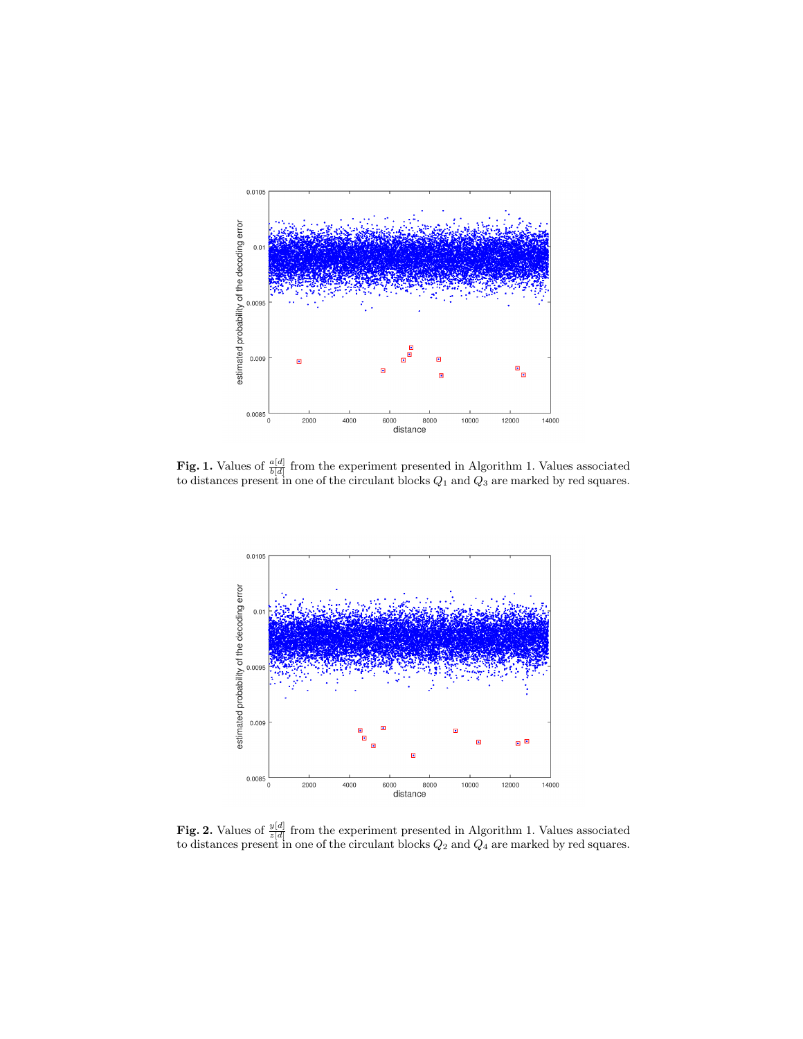**Fig. 1.** Values of $\frac{a[d]}{b[d]}$ from the experiment presented in Algorithm 1. Values associated to distances present in one of the circulant blocks $Q_1$ and $Q_3$ are marked by red squares.

**Fig. 2.** Values of $\frac{y[d]}{z[d]}$ from the experiment presented in Algorithm 1. Values associated to distances present in one of the circulant blocks $Q_2$ and $Q_4$ are marked by red squares.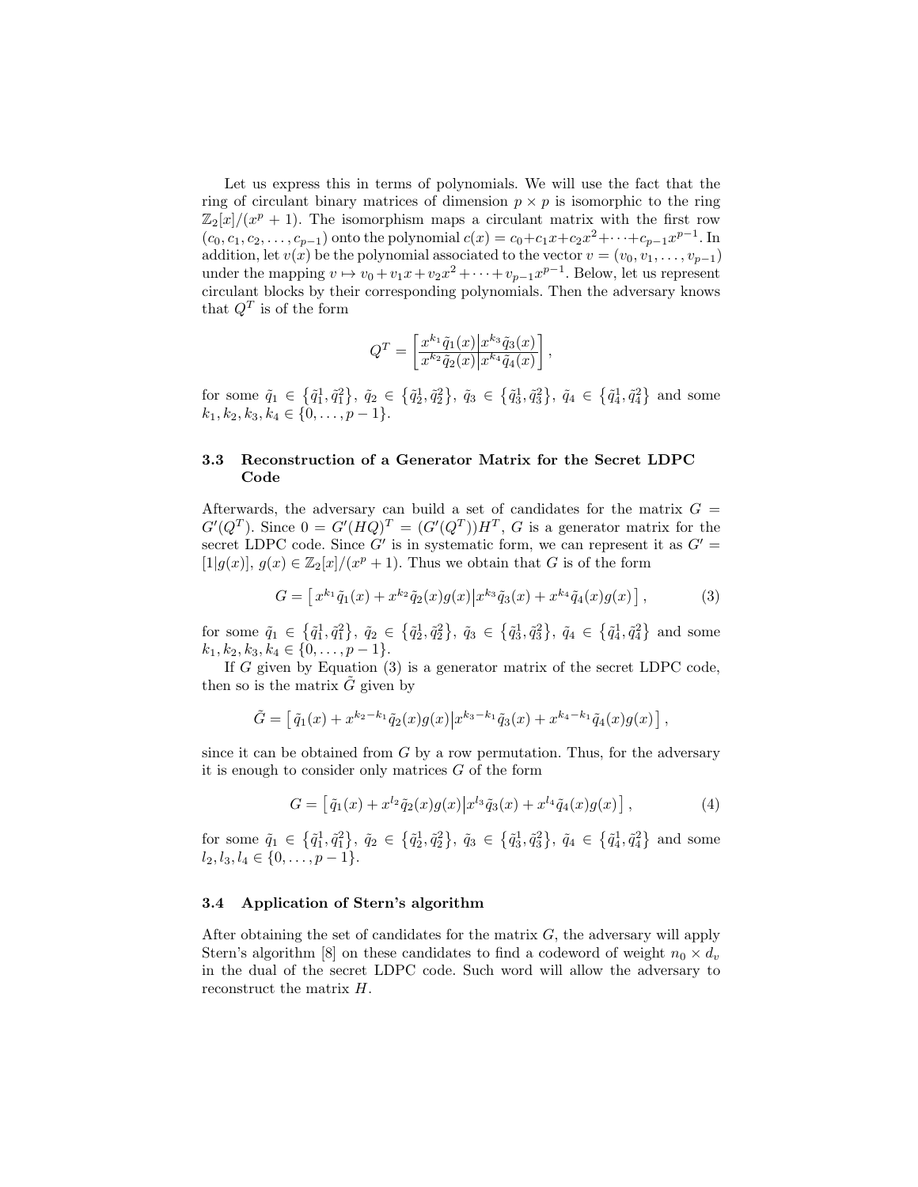Let us express this in terms of polynomials. We will use the fact that the ring of circulant binary matrices of dimension $p \times p$ is isomorphic to the ring $\mathbb{Z}_2[x]/(x^p + 1)$. The isomorphism maps a circulant matrix with the first row $(c_0, c_1, c_2, \ldots, c_{p-1})$ onto the polynomial $c(x) = c_0 + c_1 x + c_2 x^2 + \cdots + c_{p-1} x^{p-1}$. In addition, let $v(x)$ be the polynomial associated to the vector $v = (v_0, v_1, \ldots, v_{p-1})$ under the mapping $v \mapsto v_0 + v_1 x + v_2 x^2 + \cdots + v_{p-1} x^{p-1}$. Below, let us represent circulant blocks by their corresponding polynomials. Then the adversary knows that $Q^T$ is of the form

$$Q^T = \left[ \begin{array}{c|c} x^{k_1}\tilde{q}_1(x) & x^{k_3}\tilde{q}_3(x) \\ \hline x^{k_2}\tilde{q}_2(x) & x^{k_4}\tilde{q}_4(x) \end{array} \right],$$

for some $\tilde{q}_1 \in \{\tilde{q}_1^1, \tilde{q}_1^2\}$, $\tilde{q}_2 \in \{\tilde{q}_2^1, \tilde{q}_2^2\}$, $\tilde{q}_3 \in \{\tilde{q}_3^1, \tilde{q}_3^2\}$, $\tilde{q}_4 \in \{\tilde{q}_4^1, \tilde{q}_4^2\}$ and some $k_1, k_2, k_3, k_4 \in \{0, \ldots, p-1\}$.

### 3.3 Reconstruction of a Generator Matrix for the Secret LDPC Code

Afterwards, the adversary can build a set of candidates for the matrix $G = G'(Q^T)$. Since $0 = G'(HQ)^T = (G'(Q^T))H^T$, $G$ is a generator matrix for the secret LDPC code. Since $G'$ is in systematic form, we can represent it as $G' = [1|g(x)]$, $g(x) \in \mathbb{Z}_2[x]/(x^p + 1)$. Thus we obtain that $G$ is of the form

$$G = \left[\, x^{k_1}\tilde{q}_1(x) + x^{k_2}\tilde{q}_2(x)g(x) \middle| x^{k_3}\tilde{q}_3(x) + x^{k_4}\tilde{q}_4(x)g(x) \,\right], \tag{3}$$

for some $\tilde{q}_1 \in \{\tilde{q}_1^1, \tilde{q}_1^2\}$, $\tilde{q}_2 \in \{\tilde{q}_2^1, \tilde{q}_2^2\}$, $\tilde{q}_3 \in \{\tilde{q}_3^1, \tilde{q}_3^2\}$, $\tilde{q}_4 \in \{\tilde{q}_4^1, \tilde{q}_4^2\}$ and some $k_1, k_2, k_3, k_4 \in \{0, \ldots, p-1\}$.

If $G$ given by Equation (3) is a generator matrix of the secret LDPC code, then so is the matrix $\tilde{G}$ given by

$$\tilde{G} = \left[\, \tilde{q}_1(x) + x^{k_2-k_1}\tilde{q}_2(x)g(x) \middle| x^{k_3-k_1}\tilde{q}_3(x) + x^{k_4-k_1}\tilde{q}_4(x)g(x) \,\right],$$

since it can be obtained from $G$ by a row permutation. Thus, for the adversary it is enough to consider only matrices $G$ of the form

$$G = \left[\, \tilde{q}_1(x) + x^{l_2}\tilde{q}_2(x)g(x) \middle| x^{l_3}\tilde{q}_3(x) + x^{l_4}\tilde{q}_4(x)g(x) \,\right], \tag{4}$$

for some $\tilde{q}_1 \in \{\tilde{q}_1^1, \tilde{q}_1^2\}$, $\tilde{q}_2 \in \{\tilde{q}_2^1, \tilde{q}_2^2\}$, $\tilde{q}_3 \in \{\tilde{q}_3^1, \tilde{q}_3^2\}$, $\tilde{q}_4 \in \{\tilde{q}_4^1, \tilde{q}_4^2\}$ and some $l_2, l_3, l_4 \in \{0, \ldots, p-1\}$.

### 3.4 Application of Stern's algorithm

After obtaining the set of candidates for the matrix $G$, the adversary will apply Stern's algorithm [8] on these candidates to find a codeword of weight $n_0 \times d_v$ in the dual of the secret LDPC code. Such word will allow the adversary to reconstruct the matrix $H$.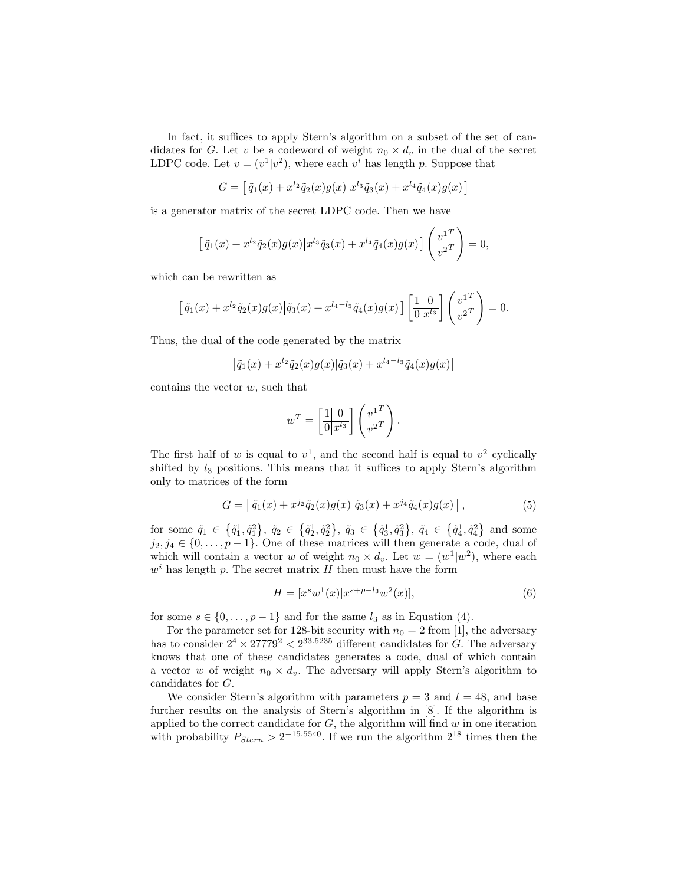In fact, it suffices to apply Stern's algorithm on a subset of the set of candidates for $G$. Let $v$ be a codeword of weight $n_0 \times d_v$ in the dual of the secret LDPC code. Let $v = (v^1|v^2)$, where each $v^i$ has length $p$. Suppose that

$$G = \left[\, \tilde{q}_1(x) + x^{l_2}\tilde{q}_2(x)g(x) \middle| x^{l_3}\tilde{q}_3(x) + x^{l_4}\tilde{q}_4(x)g(x) \,\right]$$

is a generator matrix of the secret LDPC code. Then we have

$$\left[\, \tilde{q}_1(x) + x^{l_2}\tilde{q}_2(x)g(x) \middle| x^{l_3}\tilde{q}_3(x) + x^{l_4}\tilde{q}_4(x)g(x) \,\right] \begin{pmatrix} {v^1}^T \\ {v^2}^T \end{pmatrix} = 0,$$

which can be rewritten as

$$\left[\, \tilde{q}_1(x) + x^{l_2}\tilde{q}_2(x)g(x) \middle| \tilde{q}_3(x) + x^{l_4 - l_3}\tilde{q}_4(x)g(x) \,\right] \left[\begin{array}{c|c} 1 & 0 \\ \hline 0 & x^{l_3} \end{array}\right] \begin{pmatrix} {v^1}^T \\ {v^2}^T \end{pmatrix} = 0.$$

Thus, the dual of the code generated by the matrix

$$\left[\tilde{q}_1(x) + x^{l_2}\tilde{q}_2(x)g(x) | \tilde{q}_3(x) + x^{l_4 - l_3}\tilde{q}_4(x)g(x)\right]$$

contains the vector $w$, such that

$$w^T = \left[\begin{array}{c|c} 1 & 0 \\ \hline 0 & x^{l_3} \end{array}\right] \begin{pmatrix} {v^1}^T \\ {v^2}^T \end{pmatrix}.$$

The first half of $w$ is equal to $v^1$, and the second half is equal to $v^2$ cyclically shifted by $l_3$ positions. This means that it suffices to apply Stern's algorithm only to matrices of the form

$$G = \left[\, \tilde{q}_1(x) + x^{j_2}\tilde{q}_2(x)g(x) \middle| \tilde{q}_3(x) + x^{j_4}\tilde{q}_4(x)g(x) \,\right], \tag{5}$$

for some $\tilde{q}_1 \in \{\tilde{q}_1^1, \tilde{q}_1^2\}$, $\tilde{q}_2 \in \{\tilde{q}_2^1, \tilde{q}_2^2\}$, $\tilde{q}_3 \in \{\tilde{q}_3^1, \tilde{q}_3^2\}$, $\tilde{q}_4 \in \{\tilde{q}_4^1, \tilde{q}_4^2\}$ and some $j_2, j_4 \in \{0, \ldots, p-1\}$. One of these matrices will then generate a code, dual of which will contain a vector $w$ of weight $n_0 \times d_v$. Let $w = (w^1|w^2)$, where each $w^i$ has length $p$. The secret matrix $H$ then must have the form

$$H = [x^s w^1(x) | x^{s+p-l_3} w^2(x)], \tag{6}$$

for some $s \in \{0, \ldots, p-1\}$ and for the same $l_3$ as in Equation (4).

For the parameter set for 128-bit security with $n_0 = 2$ from [1], the adversary has to consider $2^4 \times 27779^2 < 2^{33.5235}$ different candidates for $G$. The adversary knows that one of these candidates generates a code, dual of which contain a vector $w$ of weight $n_0 \times d_v$. The adversary will apply Stern's algorithm to candidates for $G$.

We consider Stern's algorithm with parameters $p = 3$ and $l = 48$, and base further results on the analysis of Stern's algorithm in [8]. If the algorithm is applied to the correct candidate for $G$, the algorithm will find $w$ in one iteration with probability $P_{Stern} > 2^{-15.5540}$. If we run the algorithm $2^{18}$ times then the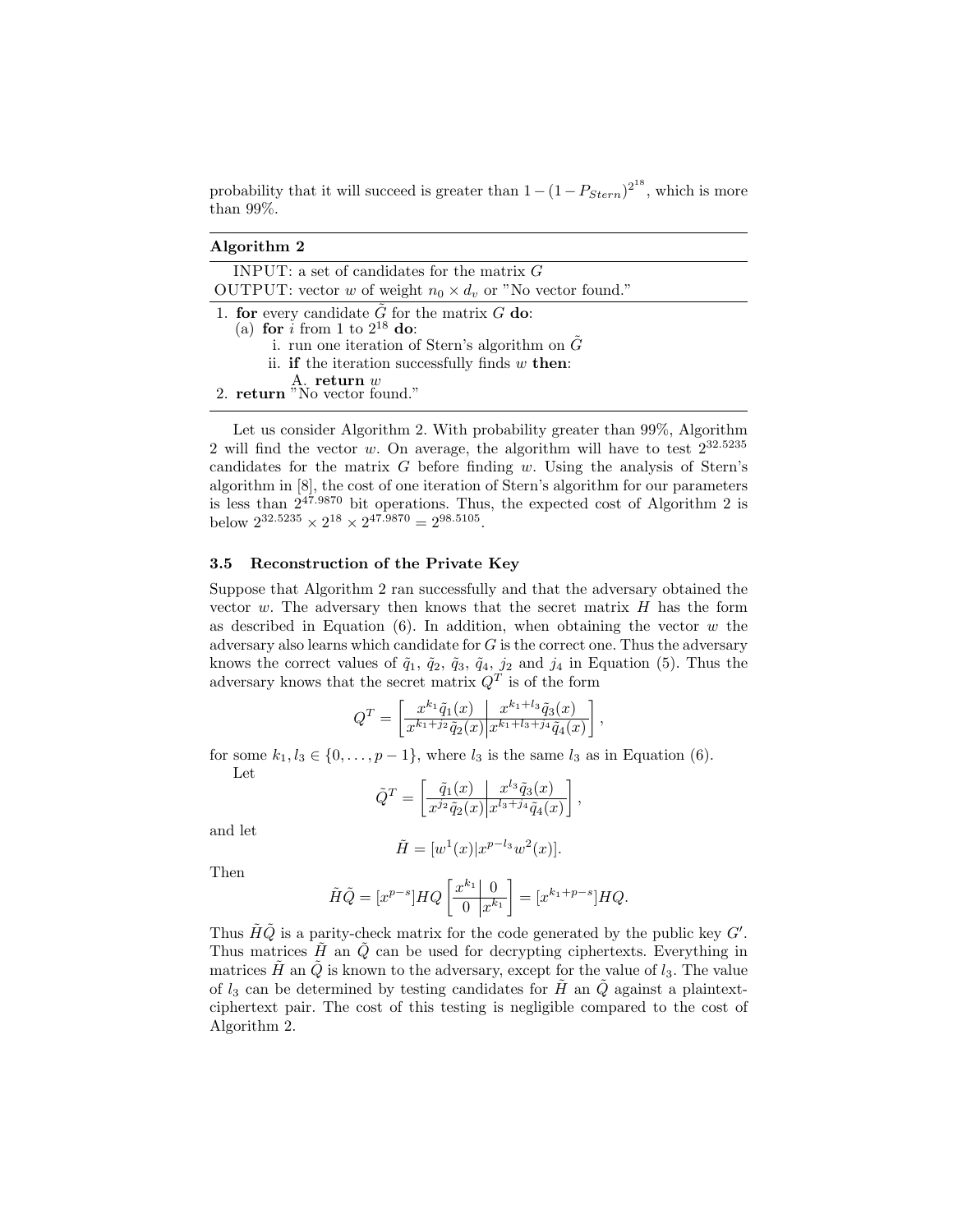probability that it will succeed is greater than $1-(1-P_{Stern})^{2^{18}}$, which is more than 99%.

---

**Algorithm 2**

---

INPUT: a set of candidates for the matrix $G$
OUTPUT: vector $w$ of weight $n_0 \times d_v$ or "No vector found."

---

1. **for** every candidate $\tilde{G}$ for the matrix $G$ **do**:
   (a) **for** $i$ from 1 to $2^{18}$ **do**:
      i. run one iteration of Stern's algorithm on $\tilde{G}$
      ii. **if** the iteration successfully finds $w$ **then**:
         A. **return** $w$
2. **return** "No vector found."

---

Let us consider Algorithm 2. With probability greater than 99%, Algorithm 2 will find the vector $w$. On average, the algorithm will have to test $2^{32.5235}$ candidates for the matrix $G$ before finding $w$. Using the analysis of Stern's algorithm in [8], the cost of one iteration of Stern's algorithm for our parameters is less than $2^{47.9870}$ bit operations. Thus, the expected cost of Algorithm 2 is below $2^{32.5235} \times 2^{18} \times 2^{47.9870} = 2^{98.5105}$.

### 3.5 Reconstruction of the Private Key

Suppose that Algorithm 2 ran successfully and that the adversary obtained the vector $w$. The adversary then knows that the secret matrix $H$ has the form as described in Equation (6). In addition, when obtaining the vector $w$ the adversary also learns which candidate for $G$ is the correct one. Thus the adversary knows the correct values of $\tilde{q}_1$, $\tilde{q}_2$, $\tilde{q}_3$, $\tilde{q}_4$, $j_2$ and $j_4$ in Equation (5). Thus the adversary knows that the secret matrix $Q^T$ is of the form

$$Q^T = \left[\begin{array}{c|c} x^{k_1}\tilde{q}_1(x) & x^{k_1+l_3}\tilde{q}_3(x) \\ \hline x^{k_1+j_2}\tilde{q}_2(x) & x^{k_1+l_3+j_4}\tilde{q}_4(x) \end{array}\right],$$

for some $k_1, l_3 \in \{0, \ldots, p-1\}$, where $l_3$ is the same $l_3$ as in Equation (6).

Let

$$\tilde{Q}^T = \left[\begin{array}{c|c} \tilde{q}_1(x) & x^{l_3}\tilde{q}_3(x) \\ \hline x^{j_2}\tilde{q}_2(x) & x^{l_3+j_4}\tilde{q}_4(x) \end{array}\right],$$

and let

$$\tilde{H} = [w^1(x)|x^{p-l_3}w^2(x)].$$

Then

$$\tilde{H}\tilde{Q} = [x^{p-s}]HQ\left[\begin{array}{c|c} x^{k_1} & 0 \\ \hline 0 & x^{k_1} \end{array}\right] = [x^{k_1+p-s}]HQ.$$

Thus $\tilde{H}\tilde{Q}$ is a parity-check matrix for the code generated by the public key $G'$. Thus matrices $\tilde{H}$ an $\tilde{Q}$ can be used for decrypting ciphertexts. Everything in matrices $\tilde{H}$ an $\tilde{Q}$ is known to the adversary, except for the value of $l_3$. The value of $l_3$ can be determined by testing candidates for $\tilde{H}$ an $\tilde{Q}$ against a plaintext-ciphertext pair. The cost of this testing is negligible compared to the cost of Algorithm 2.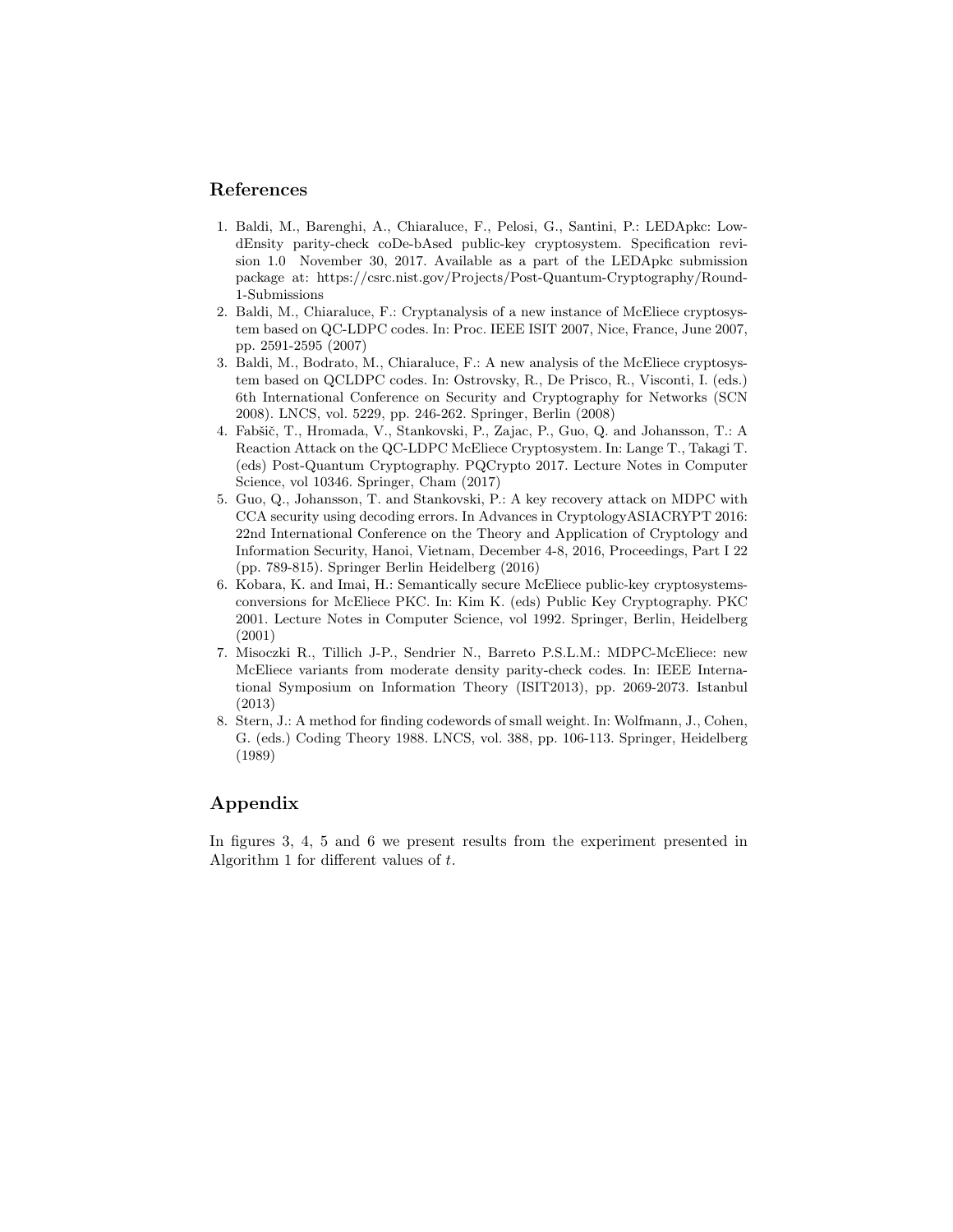## References

1. Baldi, M., Barenghi, A., Chiaraluce, F., Pelosi, G., Santini, P.: LEDApkc: Low-dEnsity parity-check coDe-bAsed public-key cryptosystem. Specification revision 1.0 November 30, 2017. Available as a part of the LEDApkc submission package at: https://csrc.nist.gov/Projects/Post-Quantum-Cryptography/Round-1-Submissions
2. Baldi, M., Chiaraluce, F.: Cryptanalysis of a new instance of McEliece cryptosystem based on QC-LDPC codes. In: Proc. IEEE ISIT 2007, Nice, France, June 2007, pp. 2591-2595 (2007)
3. Baldi, M., Bodrato, M., Chiaraluce, F.: A new analysis of the McEliece cryptosystem based on QCLDPC codes. In: Ostrovsky, R., De Prisco, R., Visconti, I. (eds.) 6th International Conference on Security and Cryptography for Networks (SCN 2008). LNCS, vol. 5229, pp. 246-262. Springer, Berlin (2008)
4. Fabšič, T., Hromada, V., Stankovski, P., Zajac, P., Guo, Q. and Johansson, T.: A Reaction Attack on the QC-LDPC McEliece Cryptosystem. In: Lange T., Takagi T. (eds) Post-Quantum Cryptography. PQCrypto 2017. Lecture Notes in Computer Science, vol 10346. Springer, Cham (2017)
5. Guo, Q., Johansson, T. and Stankovski, P.: A key recovery attack on MDPC with CCA security using decoding errors. In Advances in CryptologyASIACRYPT 2016: 22nd International Conference on the Theory and Application of Cryptology and Information Security, Hanoi, Vietnam, December 4-8, 2016, Proceedings, Part I 22 (pp. 789-815). Springer Berlin Heidelberg (2016)
6. Kobara, K. and Imai, H.: Semantically secure McEliece public-key cryptosystems-conversions for McEliece PKC. In: Kim K. (eds) Public Key Cryptography. PKC 2001. Lecture Notes in Computer Science, vol 1992. Springer, Berlin, Heidelberg (2001)
7. Misoczki R., Tillich J-P., Sendrier N., Barreto P.S.L.M.: MDPC-McEliece: new McEliece variants from moderate density parity-check codes. In: IEEE International Symposium on Information Theory (ISIT2013), pp. 2069-2073. Istanbul (2013)
8. Stern, J.: A method for finding codewords of small weight. In: Wolfmann, J., Cohen, G. (eds.) Coding Theory 1988. LNCS, vol. 388, pp. 106-113. Springer, Heidelberg (1989)

## Appendix

In figures 3, 4, 5 and 6 we present results from the experiment presented in Algorithm 1 for different values of $t$.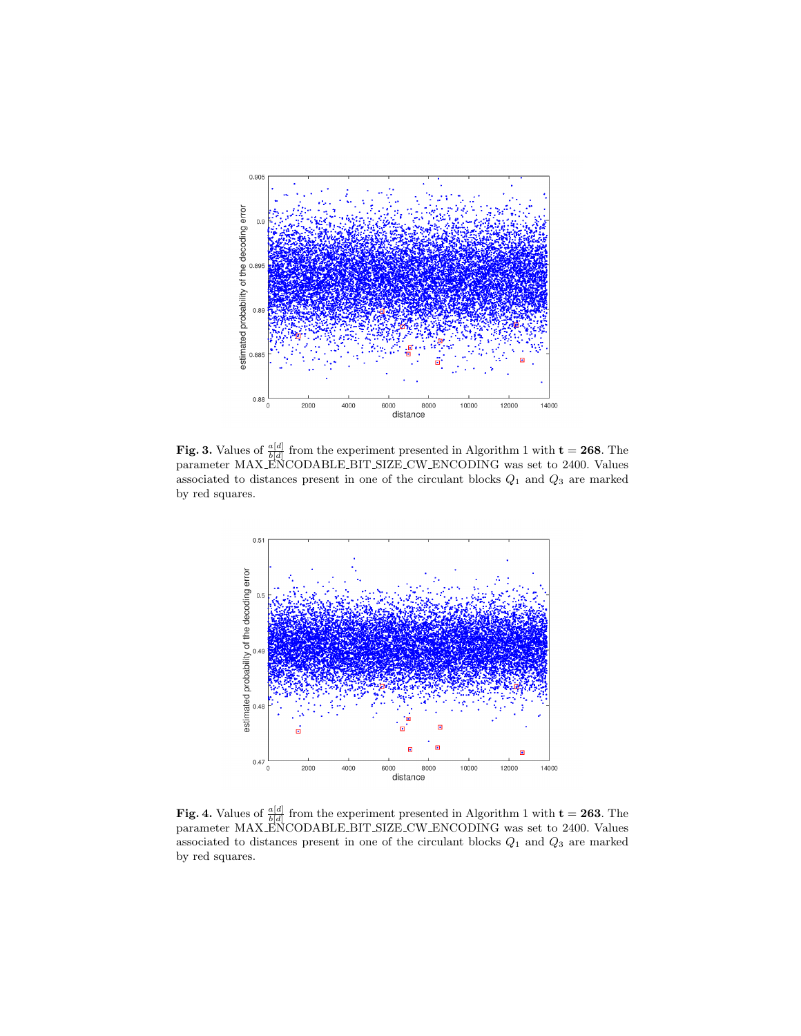**Fig. 3.** Values of $\frac{a[d]}{b[d]}$ from the experiment presented in Algorithm 1 with $\mathbf{t} = \mathbf{268}$. The parameter MAX_ENCODABLE_BIT_SIZE_CW_ENCODING was set to 2400. Values associated to distances present in one of the circulant blocks $Q_1$ and $Q_3$ are marked by red squares.

**Fig. 4.** Values of $\frac{a[d]}{b[d]}$ from the experiment presented in Algorithm 1 with $\mathbf{t} = \mathbf{263}$. The parameter MAX_ENCODABLE_BIT_SIZE_CW_ENCODING was set to 2400. Values associated to distances present in one of the circulant blocks $Q_1$ and $Q_3$ are marked by red squares.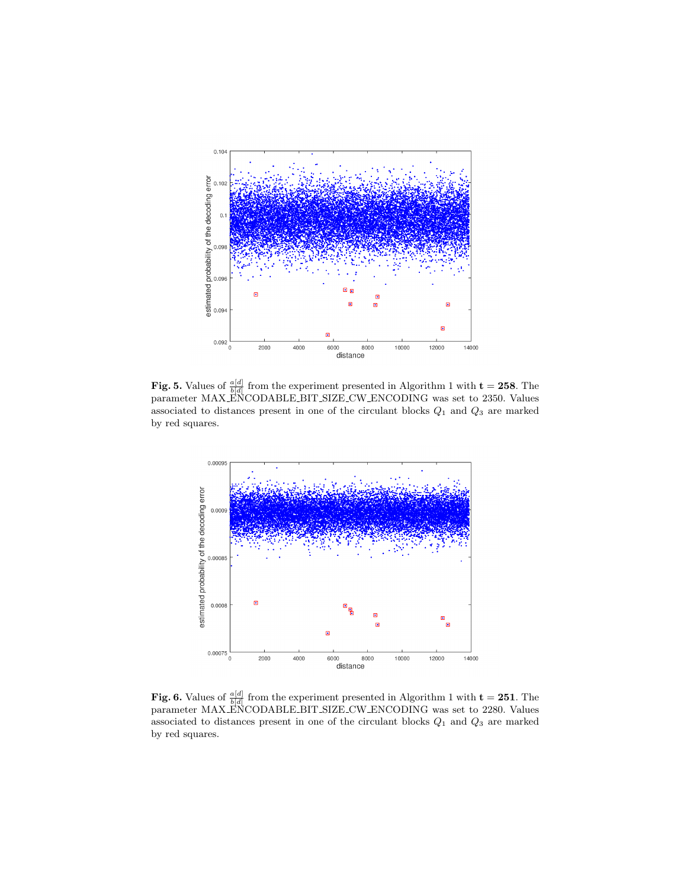0.104
0.102
0.1
0.098
0.096
0.094
0.092
0 2000 4000 6000 8000 10000 12000 14000
distance
estimated probability of the decoding error

**Fig. 5.** Values of $\frac{a[d]}{b[d]}$ from the experiment presented in Algorithm 1 with $\mathbf{t} = \mathbf{258}$. The parameter MAX_ENCODABLE_BIT_SIZE_CW_ENCODING was set to 2350. Values associated to distances present in one of the circulant blocks $Q_1$ and $Q_3$ are marked by red squares.

0.00095
0.0009
0.00085
0.0008
0.00075
0 2000 4000 6000 8000 10000 12000 14000
distance
estimated probability of the decoding error

**Fig. 6.** Values of $\frac{a[d]}{b[d]}$ from the experiment presented in Algorithm 1 with $\mathbf{t} = \mathbf{251}$. The parameter MAX_ENCODABLE_BIT_SIZE_CW_ENCODING was set to 2280. Values associated to distances present in one of the circulant blocks $Q_1$ and $Q_3$ are marked by red squares.